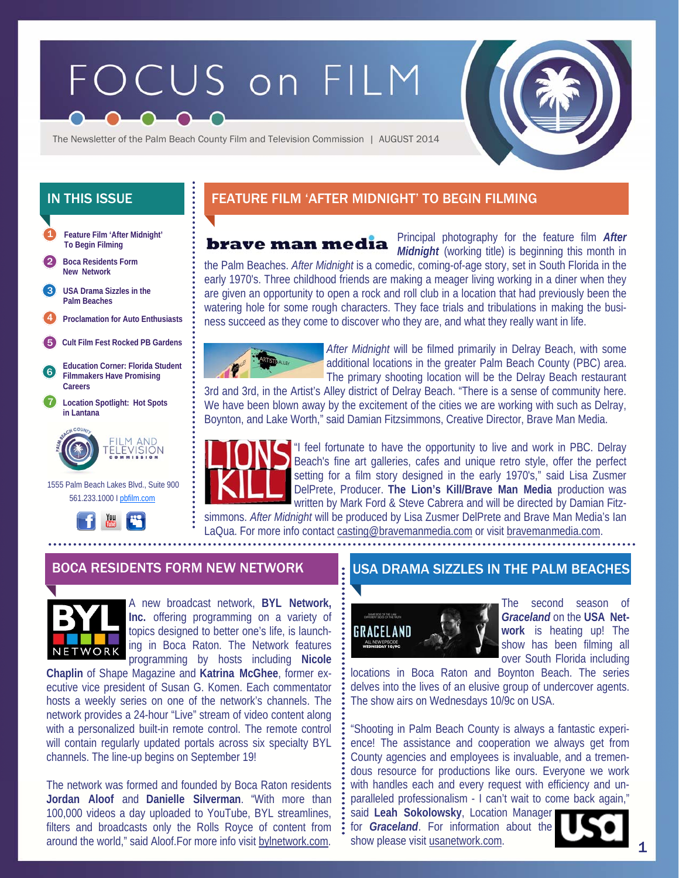# FOCUS on FILM

The Newsletter of the Palm Beach County Film and Television Commission | AUGUST 2014

## IN THIS ISSUE

1. Feature Film 'After Midnight' To Begin Filming
2. Boca Residents Form New Network
3. USA Drama Sizzles in the Palm Beaches
4. Proclamation for Auto Enthusiasts
5. Cult Film Fest Rocked PB Gardens
6. Education Corner: Florida Student Filmmakers Have Promising Careers
7. Location Spotlight: Hot Spots in Lantana

Palm Beach County Film and Television Commission

1555 Palm Beach Lakes Blvd., Suite 900
561.233.1000 I pbfilm.com

## FEATURE FILM 'AFTER MIDNIGHT' TO BEGIN FILMING

brave man media

Principal photography for the feature film ***After Midnight*** (working title) is beginning this month in the Palm Beaches. *After Midnight* is a comedic, coming-of-age story, set in South Florida in the early 1970's. Three childhood friends are making a meager living working in a diner when they are given an opportunity to open a rock and roll club in a location that had previously been the watering hole for some rough characters. They face trials and tribulations in making the business succeed as they come to discover who they are, and what they really want in life.

*After Midnight* will be filmed primarily in Delray Beach, with some additional locations in the greater Palm Beach County (PBC) area. The primary shooting location will be the Delray Beach restaurant 3rd and 3rd, in the Artist's Alley district of Delray Beach. "There is a sense of community here. We have been blown away by the excitement of the cities we are working with such as Delray, Boynton, and Lake Worth," said Damian Fitzsimmons, Creative Director, Brave Man Media.

"I feel fortunate to have the opportunity to live and work in PBC. Delray Beach's fine art galleries, cafes and unique retro style, offer the perfect setting for a film story designed in the early 1970's," said Lisa Zusmer DelPrete, Producer. **The Lion's Kill/Brave Man Media** production was written by Mark Ford & Steve Cabrera and will be directed by Damian Fitzsimmons. *After Midnight* will be produced by Lisa Zusmer DelPrete and Brave Man Media's Ian LaQua. For more info contact casting@bravemanmedia.com or visit bravemanmedia.com.

## BOCA RESIDENTS FORM NEW NETWORK

A new broadcast network, **BYL Network, Inc.** offering programming on a variety of topics designed to better one's life, is launching in Boca Raton. The Network features programming by hosts including **Nicole Chaplin** of Shape Magazine and **Katrina McGhee**, former executive vice president of Susan G. Komen. Each commentator hosts a weekly series on one of the network's channels. The network provides a 24-hour "Live" stream of video content along with a personalized built-in remote control. The remote control will contain regularly updated portals across six specialty BYL channels. The line-up begins on September 19!

The network was formed and founded by Boca Raton residents **Jordan Aloof** and **Danielle Silverman**. "With more than 100,000 videos a day uploaded to YouTube, BYL streamlines, filters and broadcasts only the Rolls Royce of content from around the world," said Aloof.For more info visit bylnetwork.com.

## USA DRAMA SIZZLES IN THE PALM BEACHES

The second season of ***Graceland*** on the **USA Network** is heating up! The show has been filming all over South Florida including locations in Boca Raton and Boynton Beach. The series delves into the lives of an elusive group of undercover agents. The show airs on Wednesdays 10/9c on USA.

"Shooting in Palm Beach County is always a fantastic experience! The assistance and cooperation we always get from County agencies and employees is invaluable, and a tremendous resource for productions like ours. Everyone we work with handles each and every request with efficiency and unparalleled professionalism - I can't wait to come back again," said **Leah Sokolowsky**, Location Manager for ***Graceland***. For information about the show please visit usanetwork.com.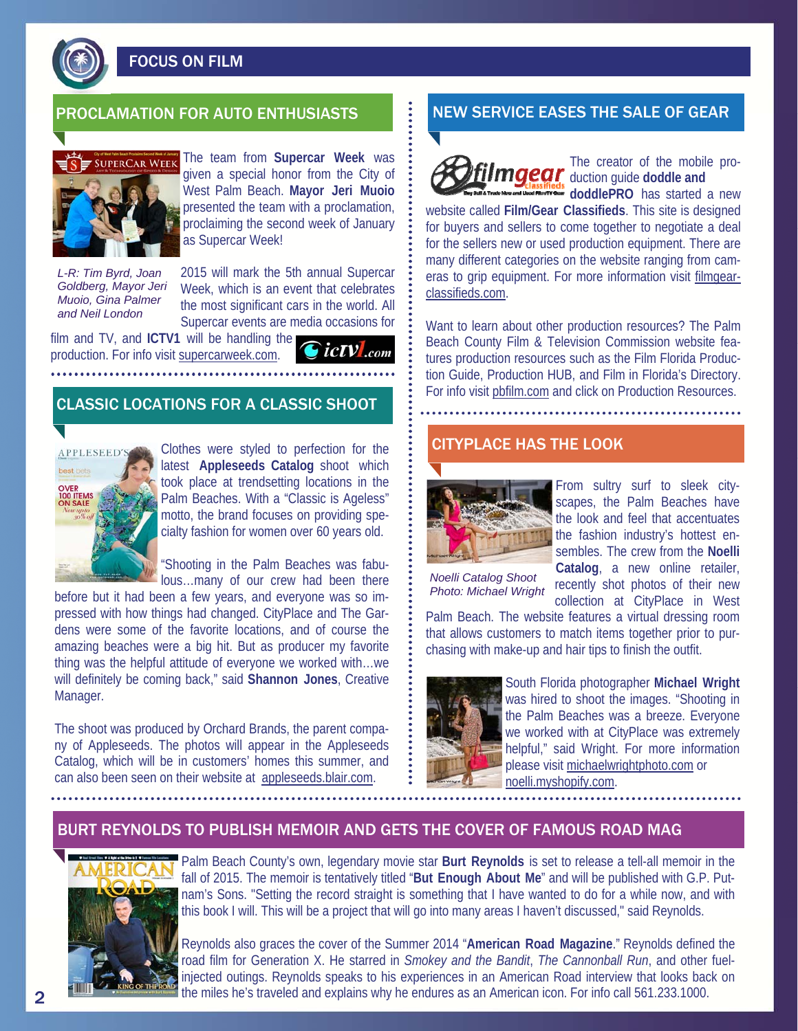# FOCUS ON FILM

## PROCLAMATION FOR AUTO ENTHUSIASTS

The team from **Supercar Week** was given a special honor from the City of West Palm Beach. **Mayor Jeri Muoio** presented the team with a proclamation, proclaiming the second week of January as Supercar Week!

*L-R: Tim Byrd, Joan Goldberg, Mayor Jeri Muoio, Gina Palmer and Neil London*

2015 will mark the 5th annual Supercar Week, which is an event that celebrates the most significant cars in the world. All Supercar events are media occasions for film and TV, and **ICTV1** will be handling the production. For info visit supercarweek.com.

## CLASSIC LOCATIONS FOR A CLASSIC SHOOT

Clothes were styled to perfection for the latest **Appleseeds Catalog** shoot which took place at trendsetting locations in the Palm Beaches. With a "Classic is Ageless" motto, the brand focuses on providing specialty fashion for women over 60 years old.

"Shooting in the Palm Beaches was fabulous…many of our crew had been there before but it had been a few years, and everyone was so impressed with how things had changed. CityPlace and The Gardens were some of the favorite locations, and of course the amazing beaches were a big hit. But as producer my favorite thing was the helpful attitude of everyone we worked with…we will definitely be coming back," said **Shannon Jones**, Creative Manager.

The shoot was produced by Orchard Brands, the parent company of Appleseeds. The photos will appear in the Appleseeds Catalog, which will be in customers' homes this summer, and can also been seen on their website at appleseeds.blair.com.

## NEW SERVICE EASES THE SALE OF GEAR

The creator of the mobile production guide **doddle and doddlePRO** has started a new website called **Film/Gear Classifieds**. This site is designed for buyers and sellers to come together to negotiate a deal for the sellers new or used production equipment. There are many different categories on the website ranging from cameras to grip equipment. For more information visit filmgear-classifieds.com.

Want to learn about other production resources? The Palm Beach County Film & Television Commission website features production resources such as the Film Florida Production Guide, Production HUB, and Film in Florida's Directory. For info visit pbfilm.com and click on Production Resources.

## CITYPLACE HAS THE LOOK

From sultry surf to sleek cityscapes, the Palm Beaches have the look and feel that accentuates the fashion industry's hottest ensembles. The crew from the **Noelli Catalog**, a new online retailer, recently shot photos of their new collection at CityPlace in West Palm Beach. The website features a virtual dressing room that allows customers to match items together prior to purchasing with make-up and hair tips to finish the outfit.

*Noelli Catalog Shoot Photo: Michael Wright*

South Florida photographer **Michael Wright** was hired to shoot the images. "Shooting in the Palm Beaches was a breeze. Everyone we worked with at CityPlace was extremely helpful," said Wright. For more information please visit michaelwrightphoto.com or noelli.myshopify.com.

## BURT REYNOLDS TO PUBLISH MEMOIR AND GETS THE COVER OF FAMOUS ROAD MAG

Palm Beach County's own, legendary movie star **Burt Reynolds** is set to release a tell-all memoir in the fall of 2015. The memoir is tentatively titled "**But Enough About Me**" and will be published with G.P. Putnam's Sons. "Setting the record straight is something that I have wanted to do for a while now, and with this book I will. This will be a project that will go into many areas I haven't discussed," said Reynolds.

Reynolds also graces the cover of the Summer 2014 "**American Road Magazine**." Reynolds defined the road film for Generation X. He starred in *Smokey and the Bandit*, *The Cannonball Run*, and other fuel-injected outings. Reynolds speaks to his experiences in an American Road interview that looks back on the miles he's traveled and explains why he endures as an American icon. For info call 561.233.1000.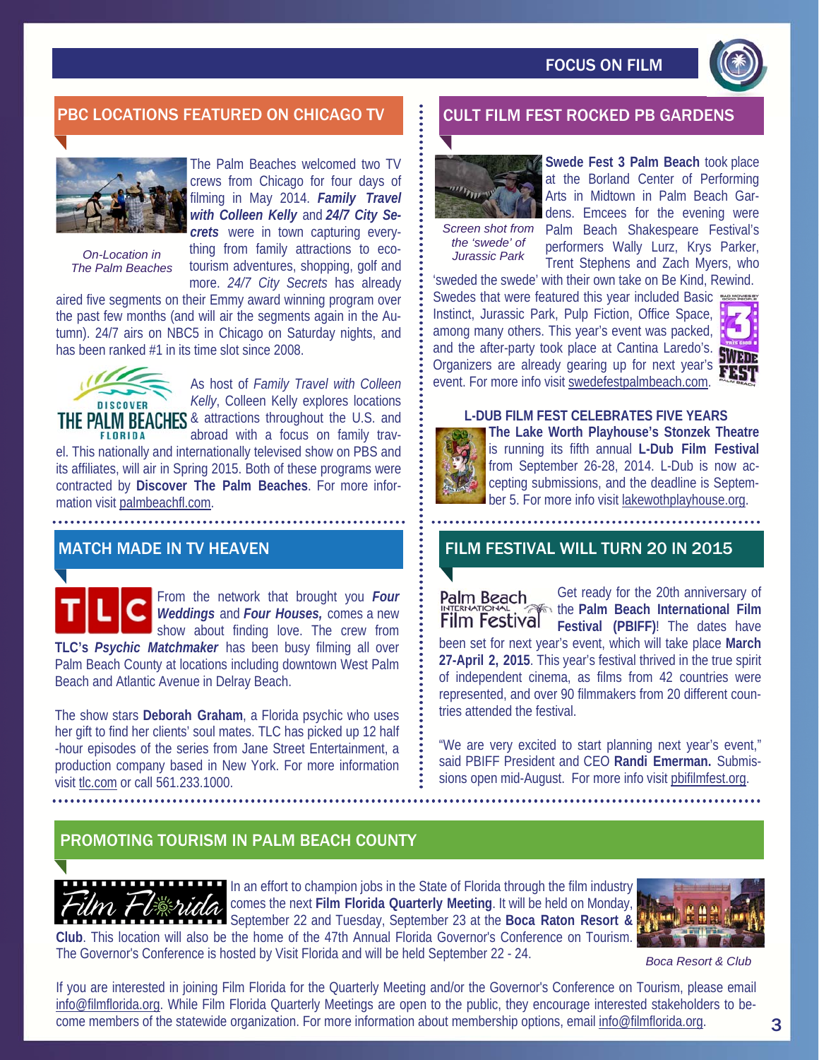# FOCUS ON FILM

## PBC LOCATIONS FEATURED ON CHICAGO TV

On-Location in The Palm Beaches

The Palm Beaches welcomed two TV crews from Chicago for four days of filming in May 2014. ***Family Travel with Colleen Kelly*** and ***24/7 City Secrets*** were in town capturing everything from family attractions to eco-tourism adventures, shopping, golf and more. *24/7 City Secrets* has already aired five segments on their Emmy award winning program over the past few months (and will air the segments again in the Autumn). 24/7 airs on NBC5 in Chicago on Saturday nights, and has been ranked #1 in its time slot since 2008.

As host of *Family Travel with Colleen Kelly*, Colleen Kelly explores locations & attractions throughout the U.S. and abroad with a focus on family travel. This nationally and internationally televised show on PBS and its affiliates, will air in Spring 2015. Both of these programs were contracted by **Discover The Palm Beaches**. For more information visit palmbeachfl.com.

## MATCH MADE IN TV HEAVEN

From the network that brought you ***Four Weddings*** and ***Four Houses,*** comes a new show about finding love. The crew from **TLC's *Psychic Matchmaker*** has been busy filming all over Palm Beach County at locations including downtown West Palm Beach and Atlantic Avenue in Delray Beach.

The show stars **Deborah Graham**, a Florida psychic who uses her gift to find her clients' soul mates. TLC has picked up 12 half-hour episodes of the series from Jane Street Entertainment, a production company based in New York. For more information visit tlc.com or call 561.233.1000.

## CULT FILM FEST ROCKED PB GARDENS

Screen shot from the 'swede' of Jurassic Park

**Swede Fest 3 Palm Beach** took place at the Borland Center of Performing Arts in Midtown in Palm Beach Gardens. Emcees for the evening were Palm Beach Shakespeare Festival's performers Wally Lurz, Krys Parker, Trent Stephens and Zach Myers, who 'sweded the swede' with their own take on Be Kind, Rewind. Swedes that were featured this year included Basic Instinct, Jurassic Park, Pulp Fiction, Office Space, among many others. This year's event was packed, and the after-party took place at Cantina Laredo's. Organizers are already gearing up for next year's event. For more info visit swedefestpalmbeach.com.

### L-DUB FILM FEST CELEBRATES FIVE YEARS

**The Lake Worth Playhouse's Stonzek Theatre** is running its fifth annual **L-Dub Film Festival** from September 26-28, 2014. L-Dub is now accepting submissions, and the deadline is September 5. For more info visit lakewothplayhouse.org.

## FILM FESTIVAL WILL TURN 20 IN 2015

Get ready for the 20th anniversary of the **Palm Beach International Film Festival (PBIFF)**! The dates have been set for next year's event, which will take place **March 27-April 2, 2015**. This year's festival thrived in the true spirit of independent cinema, as films from 42 countries were represented, and over 90 filmmakers from 20 different countries attended the festival.

"We are very excited to start planning next year's event," said PBIFF President and CEO **Randi Emerman.** Submissions open mid-August. For more info visit pbifilmfest.org.

## PROMOTING TOURISM IN PALM BEACH COUNTY

In an effort to champion jobs in the State of Florida through the film industry comes the next **Film Florida Quarterly Meeting**. It will be held on Monday, September 22 and Tuesday, September 23 at the **Boca Raton Resort & Club**. This location will also be the home of the 47th Annual Florida Governor's Conference on Tourism. The Governor's Conference is hosted by Visit Florida and will be held September 22 - 24.

Boca Resort & Club

If you are interested in joining Film Florida for the Quarterly Meeting and/or the Governor's Conference on Tourism, please email info@filmflorida.org. While Film Florida Quarterly Meetings are open to the public, they encourage interested stakeholders to become members of the statewide organization. For more information about membership options, email info@filmflorida.org.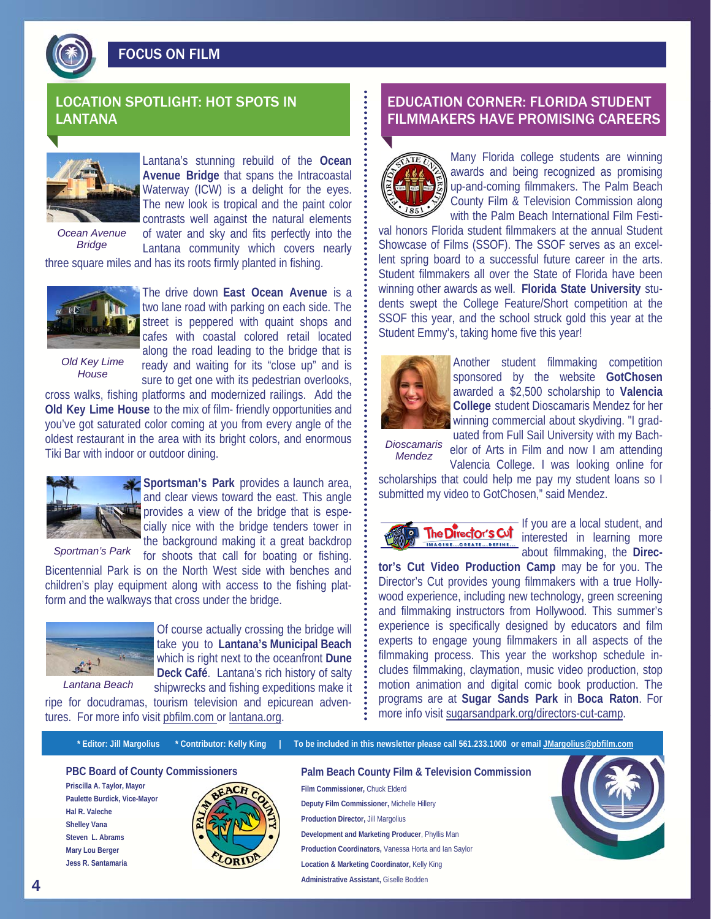## FOCUS ON FILM

### LOCATION SPOTLIGHT: HOT SPOTS IN LANTANA

*Ocean Avenue Bridge*

Lantana's stunning rebuild of the **Ocean Avenue Bridge** that spans the Intracoastal Waterway (ICW) is a delight for the eyes. The new look is tropical and the paint color contrasts well against the natural elements of water and sky and fits perfectly into the Lantana community which covers nearly three square miles and has its roots firmly planted in fishing.

*Old Key Lime House*

The drive down **East Ocean Avenue** is a two lane road with parking on each side. The street is peppered with quaint shops and cafes with coastal colored retail located along the road leading to the bridge that is ready and waiting for its "close up" and is sure to get one with its pedestrian overlooks, cross walks, fishing platforms and modernized railings. Add the **Old Key Lime House** to the mix of film- friendly opportunities and you've got saturated color coming at you from every angle of the oldest restaurant in the area with its bright colors, and enormous Tiki Bar with indoor or outdoor dining.

*Sportman's Park*

**Sportsman's Park** provides a launch area, and clear views toward the east. This angle provides a view of the bridge that is especially nice with the bridge tenders tower in the background making it a great backdrop for shoots that call for boating or fishing. Bicentennial Park is on the North West side with benches and children's play equipment along with access to the fishing platform and the walkways that cross under the bridge.

*Lantana Beach*

Of course actually crossing the bridge will take you to **Lantana's Municipal Beach** which is right next to the oceanfront **Dune Deck Café**. Lantana's rich history of salty shipwrecks and fishing expeditions make it ripe for docudramas, tourism television and epicurean adventures. For more info visit pbfilm.com or lantana.org.

### EDUCATION CORNER: FLORIDA STUDENT FILMMAKERS HAVE PROMISING CAREERS

Many Florida college students are winning awards and being recognized as promising up-and-coming filmmakers. The Palm Beach County Film & Television Commission along with the Palm Beach International Film Festival honors Florida student filmmakers at the annual Student Showcase of Films (SSOF). The SSOF serves as an excellent spring board to a successful future career in the arts. Student filmmakers all over the State of Florida have been winning other awards as well. **Florida State University** students swept the College Feature/Short competition at the SSOF this year, and the school struck gold this year at the Student Emmy's, taking home five this year!

*Dioscamaris Mendez*

Another student filmmaking competition sponsored by the website **GotChosen** awarded a $2,500 scholarship to **Valencia College** student Dioscamaris Mendez for her winning commercial about skydiving. "I graduated from Full Sail University with my Bachelor of Arts in Film and now I am attending Valencia College. I was looking online for scholarships that could help me pay my student loans so I submitted my video to GotChosen," said Mendez.

If you are a local student, and interested in learning more about filmmaking, the **Director's Cut Video Production Camp** may be for you. The Director's Cut provides young filmmakers with a true Hollywood experience, including new technology, green screening and filmmaking instructors from Hollywood. This summer's experience is specifically designed by educators and film experts to engage young filmmakers in all aspects of the filmmaking process. This year the workshop schedule includes filmmaking, claymation, music video production, stop motion animation and digital comic book production. The programs are at **Sugar Sands Park** in **Boca Raton**. For more info visit sugarsandpark.org/directors-cut-camp.

**\* Editor: Jill Margolius \* Contributor: Kelly King | To be included in this newsletter please call 561.233.1000 or email JMargolius@pbfilm.com**

**PBC Board of County Commissioners**

**Priscilla A. Taylor, Mayor**
**Paulette Burdick, Vice-Mayor**
**Hal R. Valeche**
**Shelley Vana**
**Steven L. Abrams**
**Mary Lou Berger**
**Jess R. Santamaria**

**Palm Beach County Film & Television Commission**

**Film Commissioner,** Chuck Elderd
**Deputy Film Commissioner,** Michelle Hillery
**Production Director,** Jill Margolius
**Development and Marketing Producer**, Phyllis Man
**Production Coordinators,** Vanessa Horta and Ian Saylor
**Location & Marketing Coordinator,** Kelly King
**Administrative Assistant,** Giselle Bodden